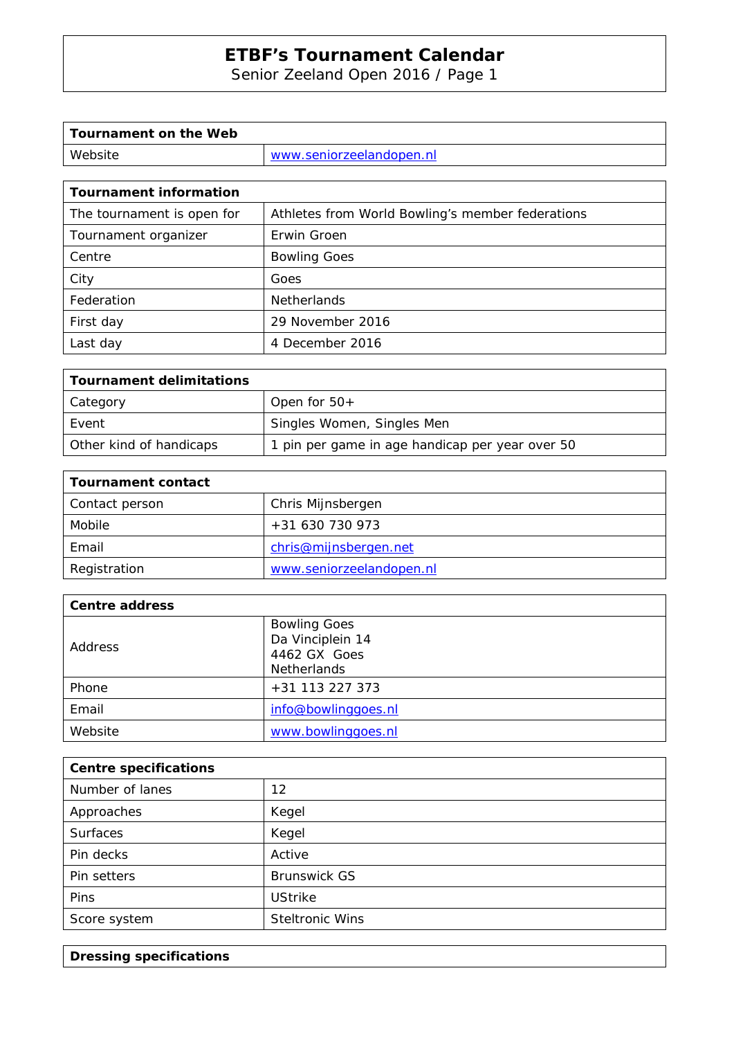# ETBF's Tournament Calendar

Senior Zeeland Open 2016 / Page 1

| Tournament on the Web | |
|---|---|
| Website | www.seniorzeelandopen.nl |

| Tournament information | |
|---|---|
| The tournament is open for | Athletes from World Bowling's member federations |
| Tournament organizer | Erwin Groen |
| Centre | Bowling Goes |
| City | Goes |
| Federation | Netherlands |
| First day | 29 November 2016 |
| Last day | 4 December 2016 |

| Tournament delimitations | |
|---|---|
| Category | Open for 50+ |
| Event | Singles Women, Singles Men |
| Other kind of handicaps | 1 pin per game in age handicap per year over 50 |

| Tournament contact | |
|---|---|
| Contact person | Chris Mijnsbergen |
| Mobile | +31 630 730 973 |
| Email | chris@mijnsbergen.net |
| Registration | www.seniorzeelandopen.nl |

| Centre address | |
|---|---|
| Address | Bowling Goes<br>Da Vinciplein 14<br>4462 GX Goes<br>Netherlands |
| Phone | +31 113 227 373 |
| Email | info@bowlinggoes.nl |
| Website | www.bowlinggoes.nl |

| Centre specifications | |
|---|---|
| Number of lanes | 12 |
| Approaches | Kegel |
| Surfaces | Kegel |
| Pin decks | Active |
| Pin setters | Brunswick GS |
| Pins | UStrike |
| Score system | Steltronic Wins |

| Dressing specifications |
|---|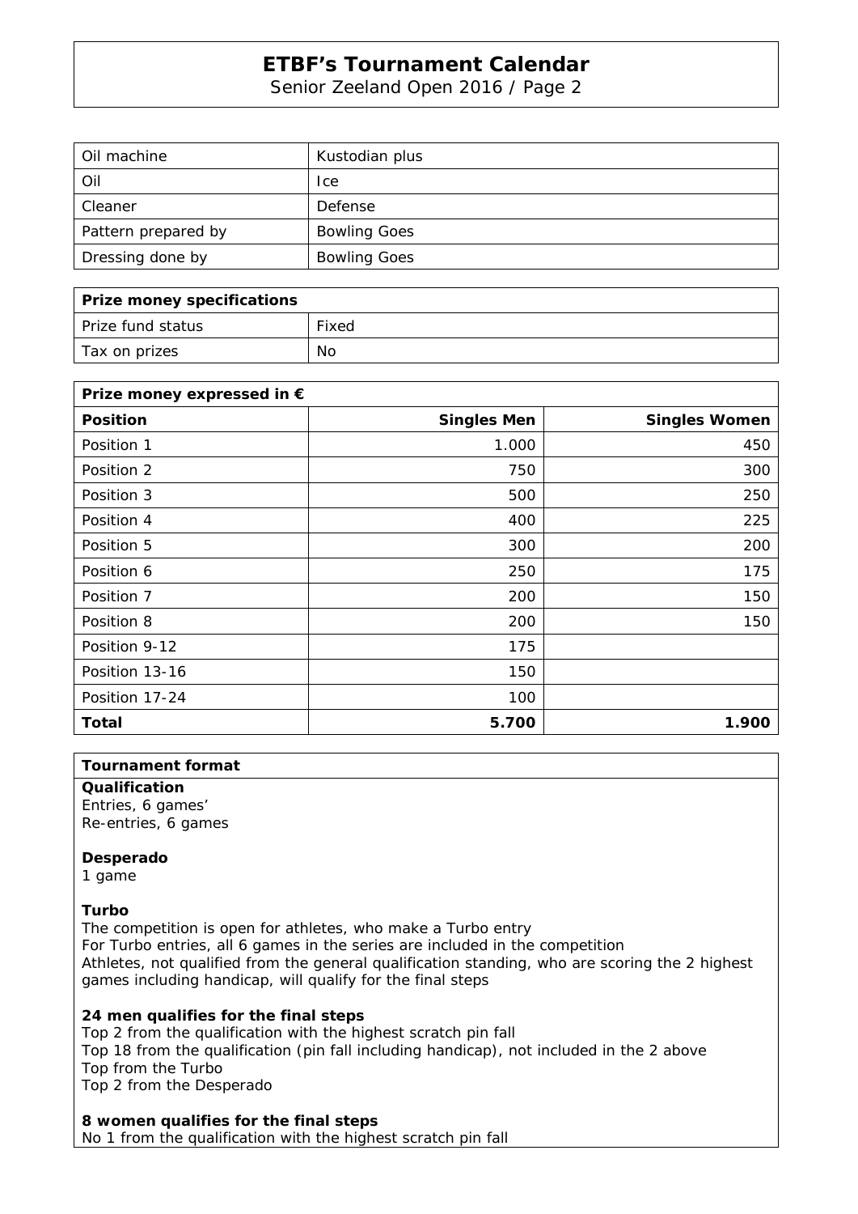| Oil machine | Kustodian plus |
| --- | --- |
| Oil | Ice |
| Cleaner | Defense |
| Pattern prepared by | Bowling Goes |
| Dressing done by | Bowling Goes |

| **Prize money specifications** | |
| --- | --- |
| Prize fund status | Fixed |
| Tax on prizes | No |

| **Prize money expressed in €** | | |
| --- | --- | --- |
| **Position** | **Singles Men** | **Singles Women** |
| Position 1 | 1.000 | 450 |
| Position 2 | 750 | 300 |
| Position 3 | 500 | 250 |
| Position 4 | 400 | 225 |
| Position 5 | 300 | 200 |
| Position 6 | 250 | 175 |
| Position 7 | 200 | 150 |
| Position 8 | 200 | 150 |
| Position 9-12 | 175 | |
| Position 13-16 | 150 | |
| Position 17-24 | 100 | |
| **Total** | **5.700** | **1.900** |

**Tournament format**

**Qualification**
Entries, 6 games'
Re-entries, 6 games

**Desperado**
1 game

**Turbo**
The competition is open for athletes, who make a Turbo entry
For Turbo entries, all 6 games in the series are included in the competition
Athletes, not qualified from the general qualification standing, who are scoring the 2 highest games including handicap, will qualify for the final steps

**24 men qualifies for the final steps**
Top 2 from the qualification with the highest scratch pin fall
Top 18 from the qualification (pin fall including handicap), not included in the 2 above
Top from the Turbo
Top 2 from the Desperado

**8 women qualifies for the final steps**
No 1 from the qualification with the highest scratch pin fall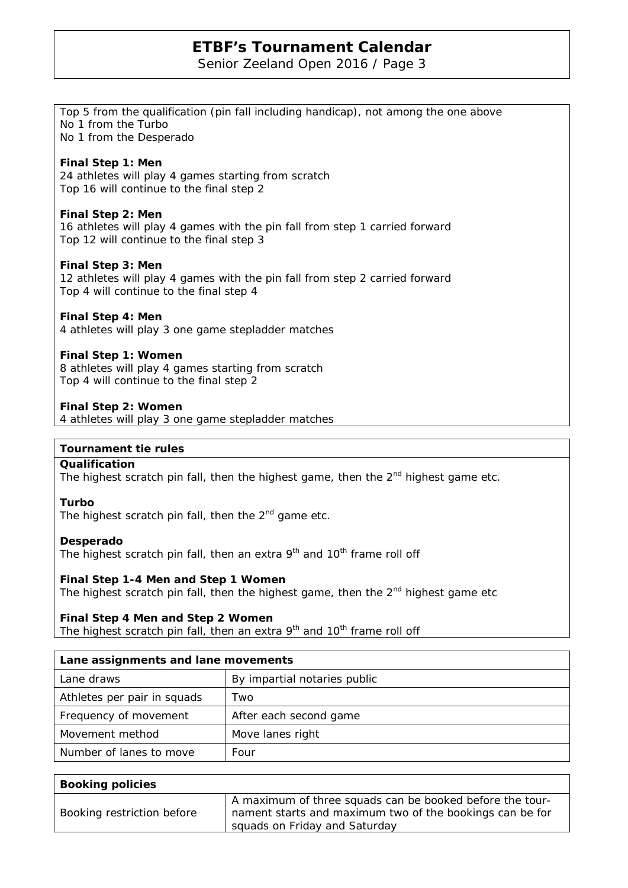Top 5 from the qualification (pin fall including handicap), not among the one above
No 1 from the Turbo
No 1 from the Desperado

**Final Step 1: Men**
24 athletes will play 4 games starting from scratch
Top 16 will continue to the final step 2

**Final Step 2: Men**
16 athletes will play 4 games with the pin fall from step 1 carried forward
Top 12 will continue to the final step 3

**Final Step 3: Men**
12 athletes will play 4 games with the pin fall from step 2 carried forward
Top 4 will continue to the final step 4

**Final Step 4: Men**
4 athletes will play 3 one game stepladder matches

**Final Step 1: Women**
8 athletes will play 4 games starting from scratch
Top 4 will continue to the final step 2

**Final Step 2: Women**
4 athletes will play 3 one game stepladder matches

**Tournament tie rules**

**Qualification**
The highest scratch pin fall, then the highest game, then the 2nd highest game etc.

**Turbo**
The highest scratch pin fall, then the 2nd game etc.

**Desperado**
The highest scratch pin fall, then an extra 9th and 10th frame roll off

**Final Step 1-4 Men and Step 1 Women**
The highest scratch pin fall, then the highest game, then the 2nd highest game etc

**Final Step 4 Men and Step 2 Women**
The highest scratch pin fall, then an extra 9th and 10th frame roll off

| Lane assignments and lane movements | |
|---|---|
| Lane draws | By impartial notaries public |
| Athletes per pair in squads | Two |
| Frequency of movement | After each second game |
| Movement method | Move lanes right |
| Number of lanes to move | Four |

| Booking policies | |
|---|---|
| Booking restriction before | A maximum of three squads can be booked before the tournament starts and maximum two of the bookings can be for squads on Friday and Saturday |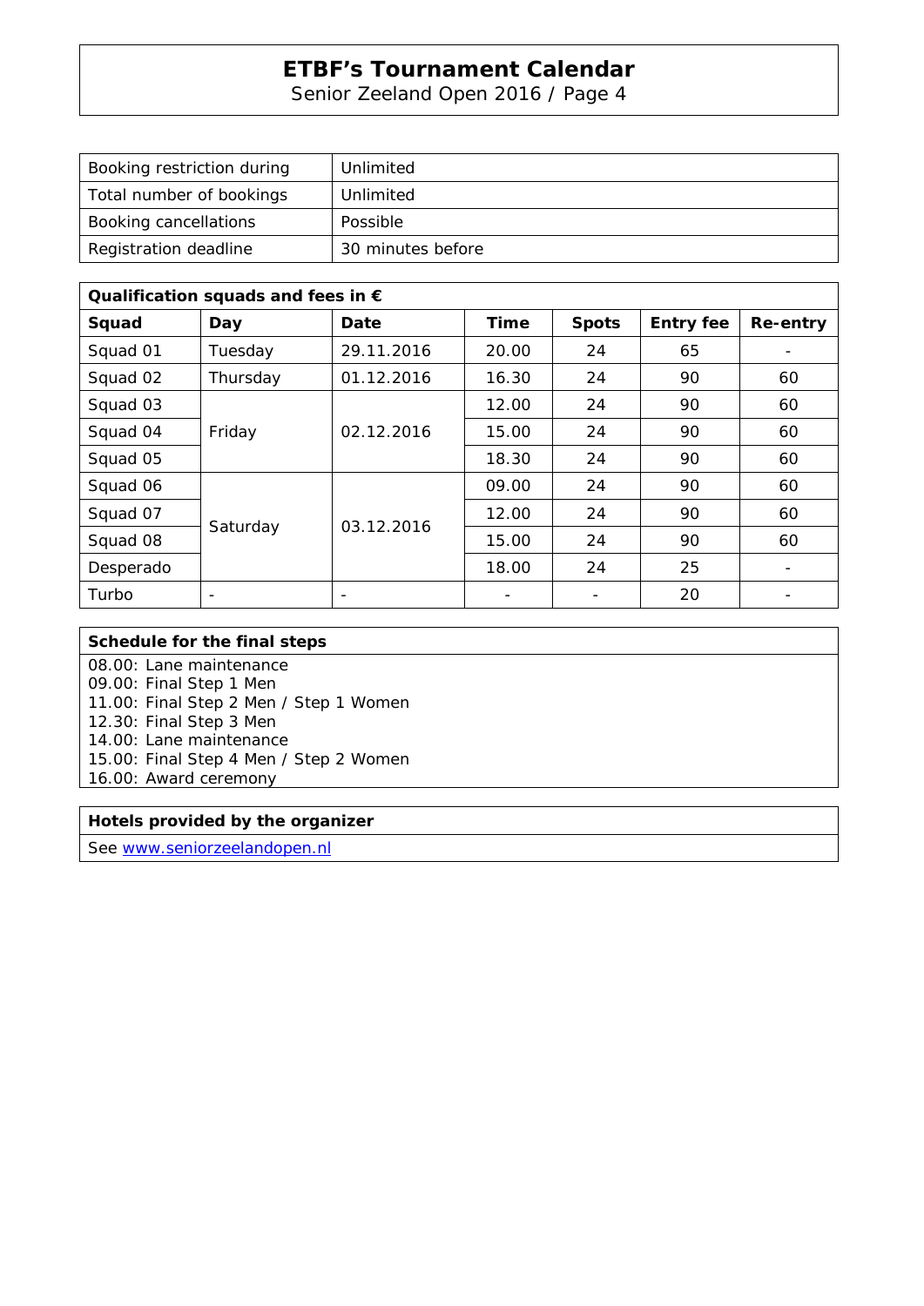# ETBF's Tournament Calendar

Senior Zeeland Open 2016 / Page 4

| | |
|---|---|
| Booking restriction during | Unlimited |
| Total number of bookings | Unlimited |
| Booking cancellations | Possible |
| Registration deadline | 30 minutes before |

**Qualification squads and fees in €**

| Squad | Day | Date | Time | Spots | Entry fee | Re-entry |
|---|---|---|---|---|---|---|
| Squad 01 | Tuesday | 29.11.2016 | 20.00 | 24 | 65 | - |
| Squad 02 | Thursday | 01.12.2016 | 16.30 | 24 | 90 | 60 |
| Squad 03 | Friday | 02.12.2016 | 12.00 | 24 | 90 | 60 |
| Squad 04 | | | 15.00 | 24 | 90 | 60 |
| Squad 05 | | | 18.30 | 24 | 90 | 60 |
| Squad 06 | Saturday | 03.12.2016 | 09.00 | 24 | 90 | 60 |
| Squad 07 | | | 12.00 | 24 | 90 | 60 |
| Squad 08 | | | 15.00 | 24 | 90 | 60 |
| Desperado | | | 18.00 | 24 | 25 | - |
| Turbo | - | - | - | - | 20 | - |

**Schedule for the final steps**

08.00: Lane maintenance
09.00: Final Step 1 Men
11.00: Final Step 2 Men / Step 1 Women
12.30: Final Step 3 Men
14.00: Lane maintenance
15.00: Final Step 4 Men / Step 2 Women
16.00: Award ceremony

**Hotels provided by the organizer**

See [www.seniorzeelandopen.nl](http://www.seniorzeelandopen.nl)